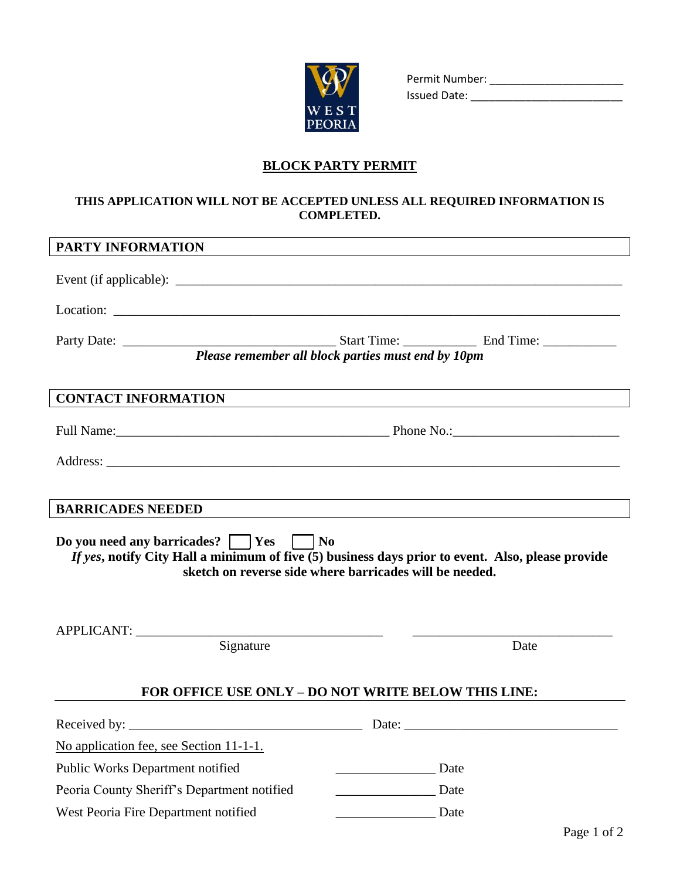Permit Number: ______________________
Issued Date: ________________________

# BLOCK PARTY PERMIT

**THIS APPLICATION WILL NOT BE ACCEPTED UNLESS ALL REQUIRED INFORMATION IS COMPLETED.**

## PARTY INFORMATION

Event (if applicable): ______________________________________________________________________

Location: __________________________________________________________________________

Party Date: _________________________________ Start Time: ___________ End Time: ___________

***Please remember all block parties must end by 10pm***

## CONTACT INFORMATION

Full Name:___________________________________________ Phone No.:_________________________

Address: ____________________________________________________________________________

## BARRICADES NEEDED

**Do you need any barricades?** ☐ **Yes** ☐ **No**

***If yes*, notify City Hall a minimum of five (5) business days prior to event. Also, please provide sketch on reverse side where barricades will be needed.**

APPLICANT: ______________________________________ ______________________________

Signature Date

**FOR OFFICE USE ONLY – DO NOT WRITE BELOW THIS LINE:**

Received by: ____________________________________ Date: ________________________________

No application fee, see Section 11-1-1.

Public Works Department notified _______________ Date

Peoria County Sheriff's Department notified _______________ Date

West Peoria Fire Department notified _______________ Date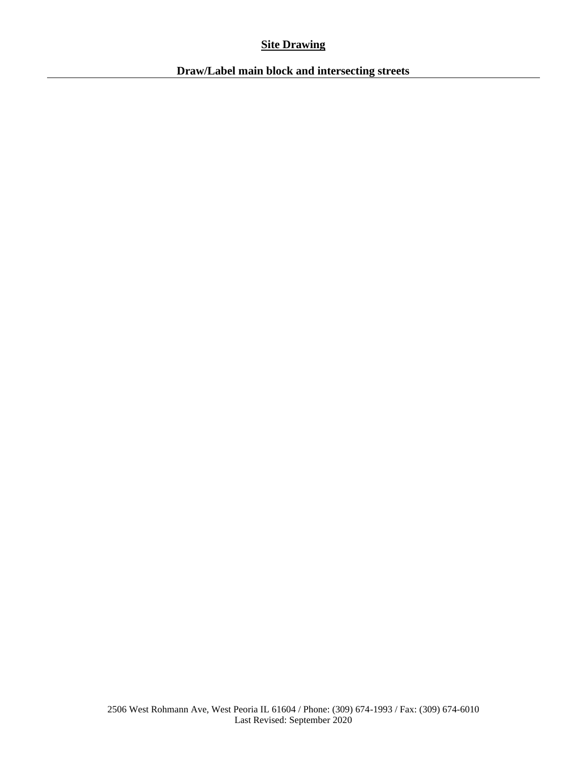## Site Drawing

### Draw/Label main block and intersecting streets

---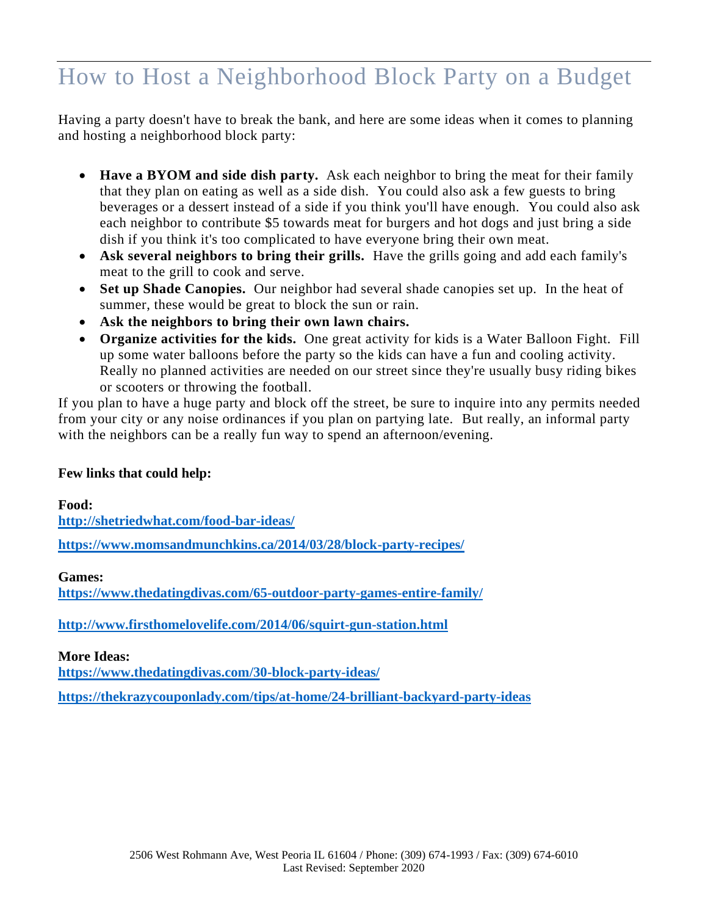# How to Host a Neighborhood Block Party on a Budget

Having a party doesn't have to break the bank, and here are some ideas when it comes to planning and hosting a neighborhood block party:

- **Have a BYOM and side dish party.** Ask each neighbor to bring the meat for their family that they plan on eating as well as a side dish. You could also ask a few guests to bring beverages or a dessert instead of a side if you think you'll have enough. You could also ask each neighbor to contribute $5 towards meat for burgers and hot dogs and just bring a side dish if you think it's too complicated to have everyone bring their own meat.
- **Ask several neighbors to bring their grills.** Have the grills going and add each family's meat to the grill to cook and serve.
- **Set up Shade Canopies.** Our neighbor had several shade canopies set up. In the heat of summer, these would be great to block the sun or rain.
- **Ask the neighbors to bring their own lawn chairs.**
- **Organize activities for the kids.** One great activity for kids is a Water Balloon Fight. Fill up some water balloons before the party so the kids can have a fun and cooling activity. Really no planned activities are needed on our street since they're usually busy riding bikes or scooters or throwing the football.

If you plan to have a huge party and block off the street, be sure to inquire into any permits needed from your city or any noise ordinances if you plan on partying late. But really, an informal party with the neighbors can be a really fun way to spend an afternoon/evening.

**Few links that could help:**

**Food:**
**http://shetriedwhat.com/food-bar-ideas/**

**https://www.momsandmunchkins.ca/2014/03/28/block-party-recipes/**

**Games:**
**https://www.thedatingdivas.com/65-outdoor-party-games-entire-family/**

**http://www.firsthomelovelife.com/2014/06/squirt-gun-station.html**

**More Ideas:**
**https://www.thedatingdivas.com/30-block-party-ideas/**

**https://thekrazycouponlady.com/tips/at-home/24-brilliant-backyard-party-ideas**